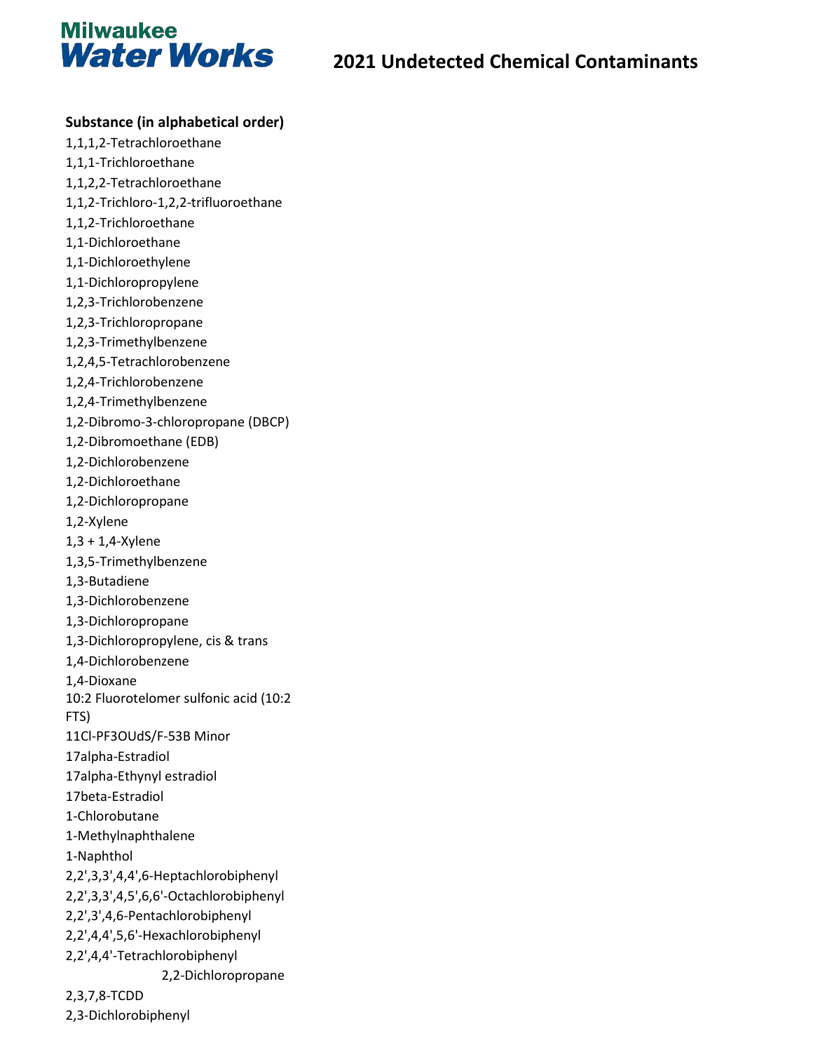Milwaukee Water Works

# 2021 Undetected Chemical Contaminants

**Substance (in alphabetical order)**

1,1,1,2-Tetrachloroethane
1,1,1-Trichloroethane
1,1,2,2-Tetrachloroethane
1,1,2-Trichloro-1,2,2-trifluoroethane
1,1,2-Trichloroethane
1,1-Dichloroethane
1,1-Dichloroethylene
1,1-Dichloropropylene
1,2,3-Trichlorobenzene
1,2,3-Trichloropropane
1,2,3-Trimethylbenzene
1,2,4,5-Tetrachlorobenzene
1,2,4-Trichlorobenzene
1,2,4-Trimethylbenzene
1,2-Dibromo-3-chloropropane (DBCP)
1,2-Dibromoethane (EDB)
1,2-Dichlorobenzene
1,2-Dichloroethane
1,2-Dichloropropane
1,2-Xylene
1,3 + 1,4-Xylene
1,3,5-Trimethylbenzene
1,3-Butadiene
1,3-Dichlorobenzene
1,3-Dichloropropane
1,3-Dichloropropylene, cis & trans
1,4-Dichlorobenzene
1,4-Dioxane
10:2 Fluorotelomer sulfonic acid (10:2 FTS)
11Cl-PF3OUdS/F-53B Minor
17alpha-Estradiol
17alpha-Ethynyl estradiol
17beta-Estradiol
1-Chlorobutane
1-Methylnaphthalene
1-Naphthol
2,2',3,3',4,4',6-Heptachlorobiphenyl
2,2',3,3',4,5',6,6'-Octachlorobiphenyl
2,2',3',4,6-Pentachlorobiphenyl
2,2',4,4',5,6'-Hexachlorobiphenyl
2,2',4,4'-Tetrachlorobiphenyl
2,2-Dichloropropane
2,3,7,8-TCDD
2,3-Dichlorobiphenyl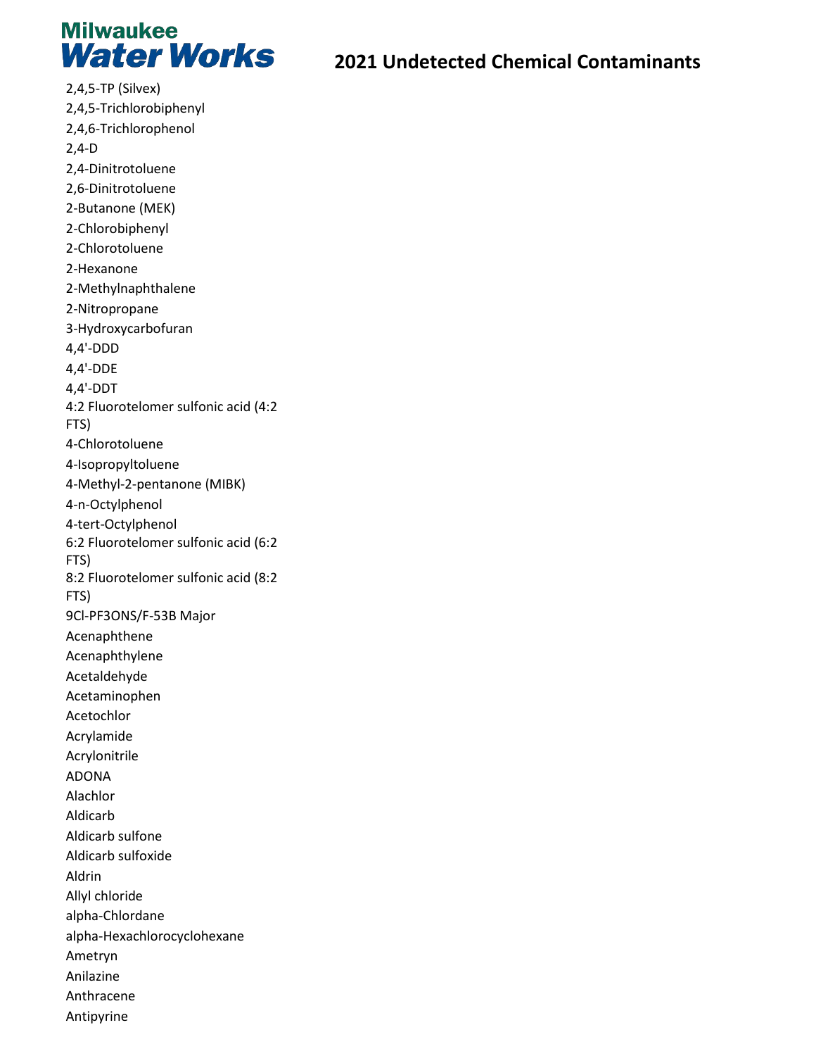Milwaukee Water Works

# 2021 Undetected Chemical Contaminants

2,4,5-TP (Silvex)
2,4,5-Trichlorobiphenyl
2,4,6-Trichlorophenol
2,4-D
2,4-Dinitrotoluene
2,6-Dinitrotoluene
2-Butanone (MEK)
2-Chlorobiphenyl
2-Chlorotoluene
2-Hexanone
2-Methylnaphthalene
2-Nitropropane
3-Hydroxycarbofuran
4,4'-DDD
4,4'-DDE
4,4'-DDT
4:2 Fluorotelomer sulfonic acid (4:2 FTS)
4-Chlorotoluene
4-Isopropyltoluene
4-Methyl-2-pentanone (MIBK)
4-n-Octylphenol
4-tert-Octylphenol
6:2 Fluorotelomer sulfonic acid (6:2 FTS)
8:2 Fluorotelomer sulfonic acid (8:2 FTS)
9Cl-PF3ONS/F-53B Major
Acenaphthene
Acenaphthylene
Acetaldehyde
Acetaminophen
Acetochlor
Acrylamide
Acrylonitrile
ADONA
Alachlor
Aldicarb
Aldicarb sulfone
Aldicarb sulfoxide
Aldrin
Allyl chloride
alpha-Chlordane
alpha-Hexachlorocyclohexane
Ametryn
Anilazine
Anthracene
Antipyrine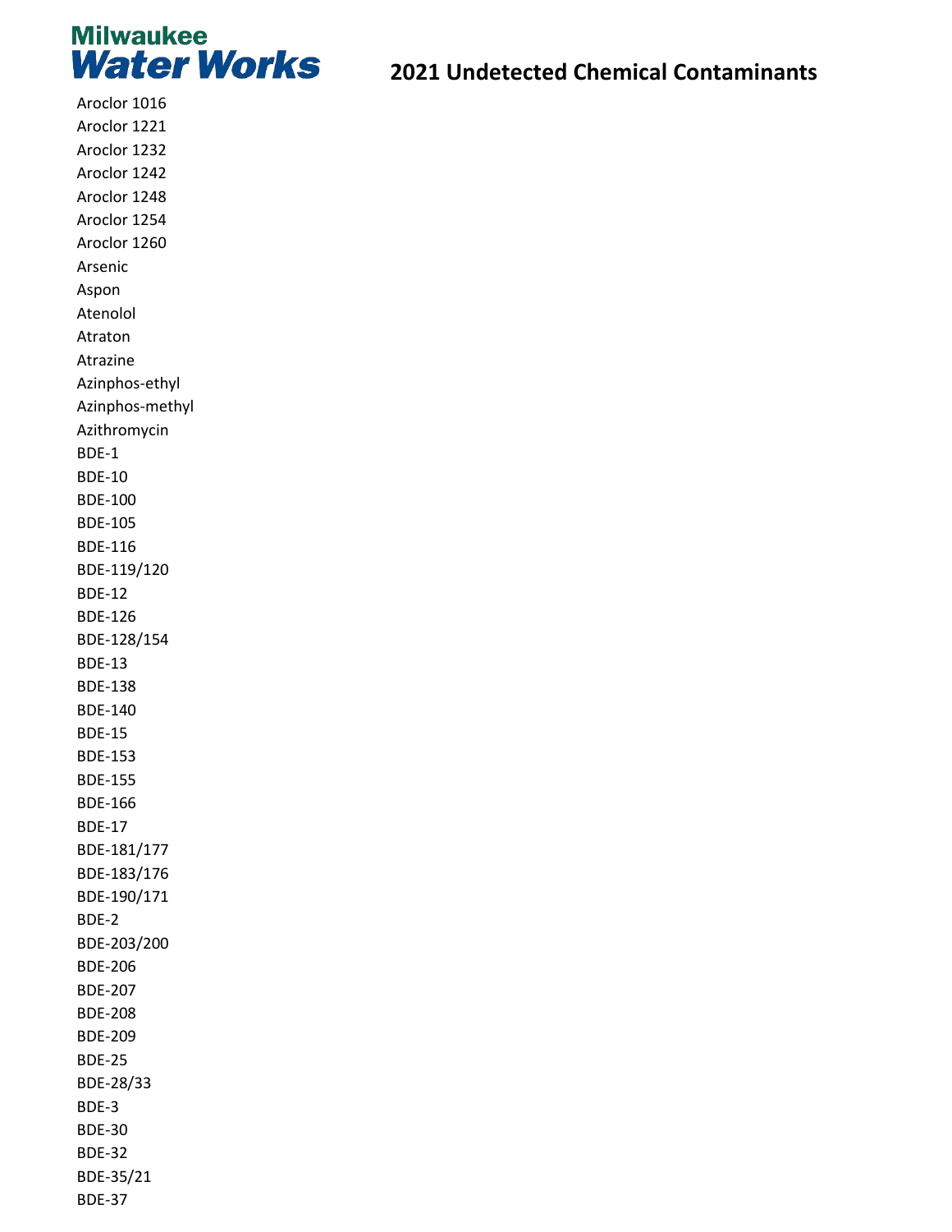# 2021 Undetected Chemical Contaminants

Aroclor 1016
Aroclor 1221
Aroclor 1232
Aroclor 1242
Aroclor 1248
Aroclor 1254
Aroclor 1260
Arsenic
Aspon
Atenolol
Atraton
Atrazine
Azinphos-ethyl
Azinphos-methyl
Azithromycin
BDE-1
BDE-10
BDE-100
BDE-105
BDE-116
BDE-119/120
BDE-12
BDE-126
BDE-128/154
BDE-13
BDE-138
BDE-140
BDE-15
BDE-153
BDE-155
BDE-166
BDE-17
BDE-181/177
BDE-183/176
BDE-190/171
BDE-2
BDE-203/200
BDE-206
BDE-207
BDE-208
BDE-209
BDE-25
BDE-28/33
BDE-3
BDE-30
BDE-32
BDE-35/21
BDE-37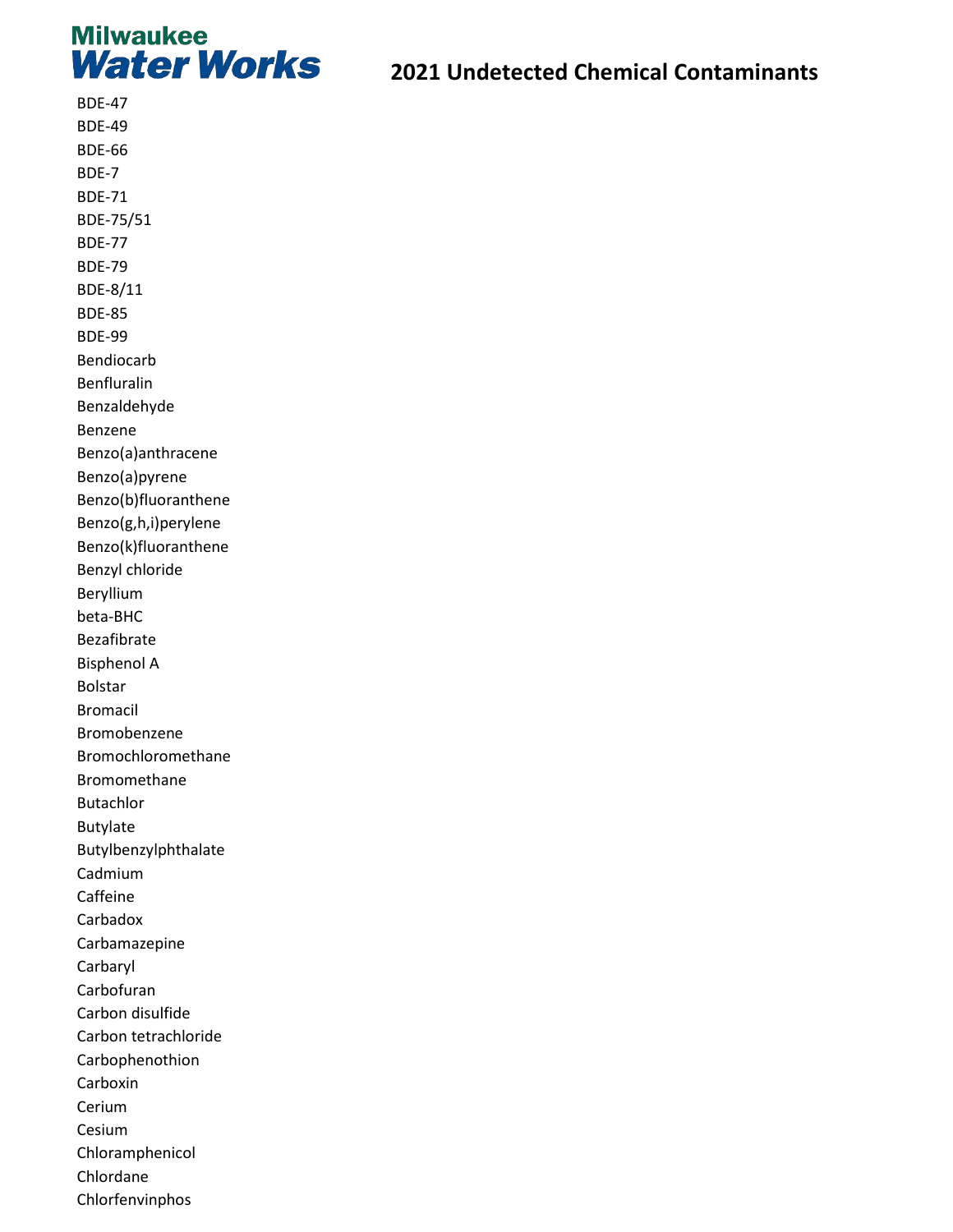# 2021 Undetected Chemical Contaminants

BDE-47
BDE-49
BDE-66
BDE-7
BDE-71
BDE-75/51
BDE-77
BDE-79
BDE-8/11
BDE-85
BDE-99
Bendiocarb
Benfluralin
Benzaldehyde
Benzene
Benzo(a)anthracene
Benzo(a)pyrene
Benzo(b)fluoranthene
Benzo(g,h,i)perylene
Benzo(k)fluoranthene
Benzyl chloride
Beryllium
beta-BHC
Bezafibrate
Bisphenol A
Bolstar
Bromacil
Bromobenzene
Bromochloromethane
Bromomethane
Butachlor
Butylate
Butylbenzylphthalate
Cadmium
Caffeine
Carbadox
Carbamazepine
Carbaryl
Carbofuran
Carbon disulfide
Carbon tetrachloride
Carbophenothion
Carboxin
Cerium
Cesium
Chloramphenicol
Chlordane
Chlorfenvinphos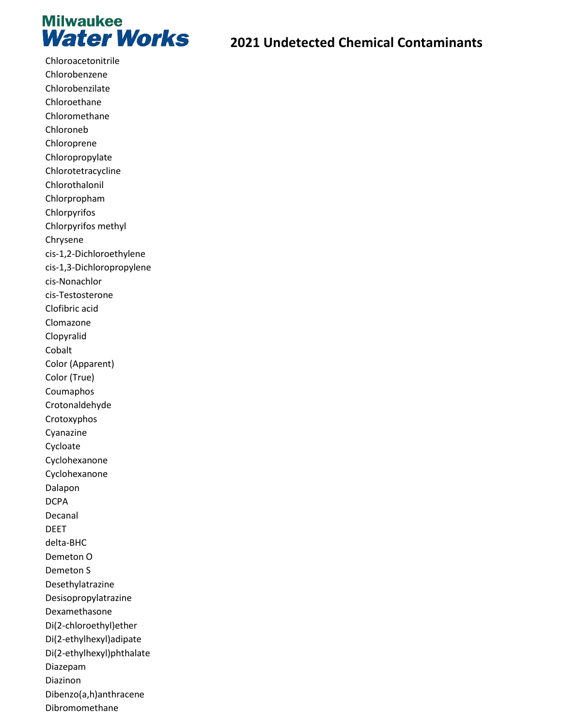# Milwaukee Water Works

## 2021 Undetected Chemical Contaminants

Chloroacetonitrile
Chlorobenzene
Chlorobenzilate
Chloroethane
Chloromethane
Chloroneb
Chloroprene
Chloropropylate
Chlorotetracycline
Chlorothalonil
Chlorpropham
Chlorpyrifos
Chlorpyrifos methyl
Chrysene
cis-1,2-Dichloroethylene
cis-1,3-Dichloropropylene
cis-Nonachlor
cis-Testosterone
Clofibric acid
Clomazone
Clopyralid
Cobalt
Color (Apparent)
Color (True)
Coumaphos
Crotonaldehyde
Crotoxyphos
Cyanazine
Cycloate
Cyclohexanone
Cyclohexanone
Dalapon
DCPA
Decanal
DEET
delta-BHC
Demeton O
Demeton S
Desethylatrazine
Desisopropylatrazine
Dexamethasone
Di(2-chloroethyl)ether
Di(2-ethylhexyl)adipate
Di(2-ethylhexyl)phthalate
Diazepam
Diazinon
Dibenzo(a,h)anthracene
Dibromomethane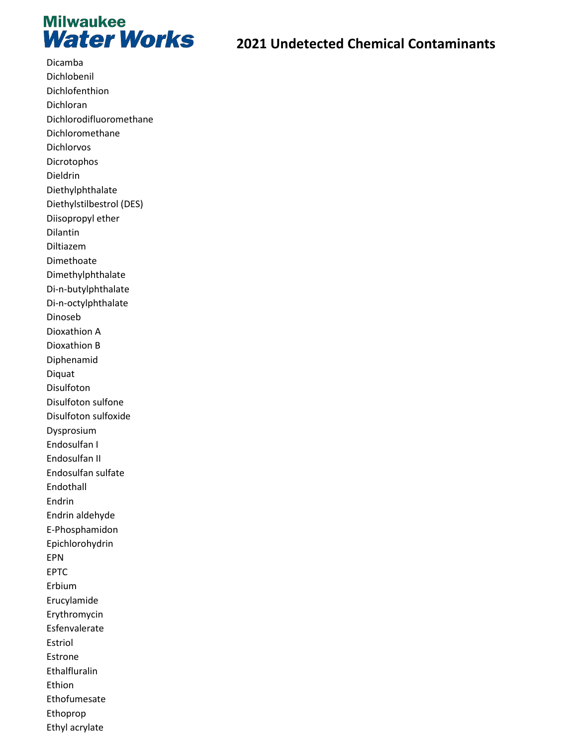# 2021 Undetected Chemical Contaminants

Dicamba
Dichlobenil
Dichlofenthion
Dichloran
Dichlorodifluoromethane
Dichloromethane
Dichlorvos
Dicrotophos
Dieldrin
Diethylphthalate
Diethylstilbestrol (DES)
Diisopropyl ether
Dilantin
Diltiazem
Dimethoate
Dimethylphthalate
Di-n-butylphthalate
Di-n-octylphthalate
Dinoseb
Dioxathion A
Dioxathion B
Diphenamid
Diquat
Disulfoton
Disulfoton sulfone
Disulfoton sulfoxide
Dysprosium
Endosulfan I
Endosulfan II
Endosulfan sulfate
Endothall
Endrin
Endrin aldehyde
E-Phosphamidon
Epichlorohydrin
EPN
EPTC
Erbium
Erucylamide
Erythromycin
Esfenvalerate
Estriol
Estrone
Ethalfluralin
Ethion
Ethofumesate
Ethoprop
Ethyl acrylate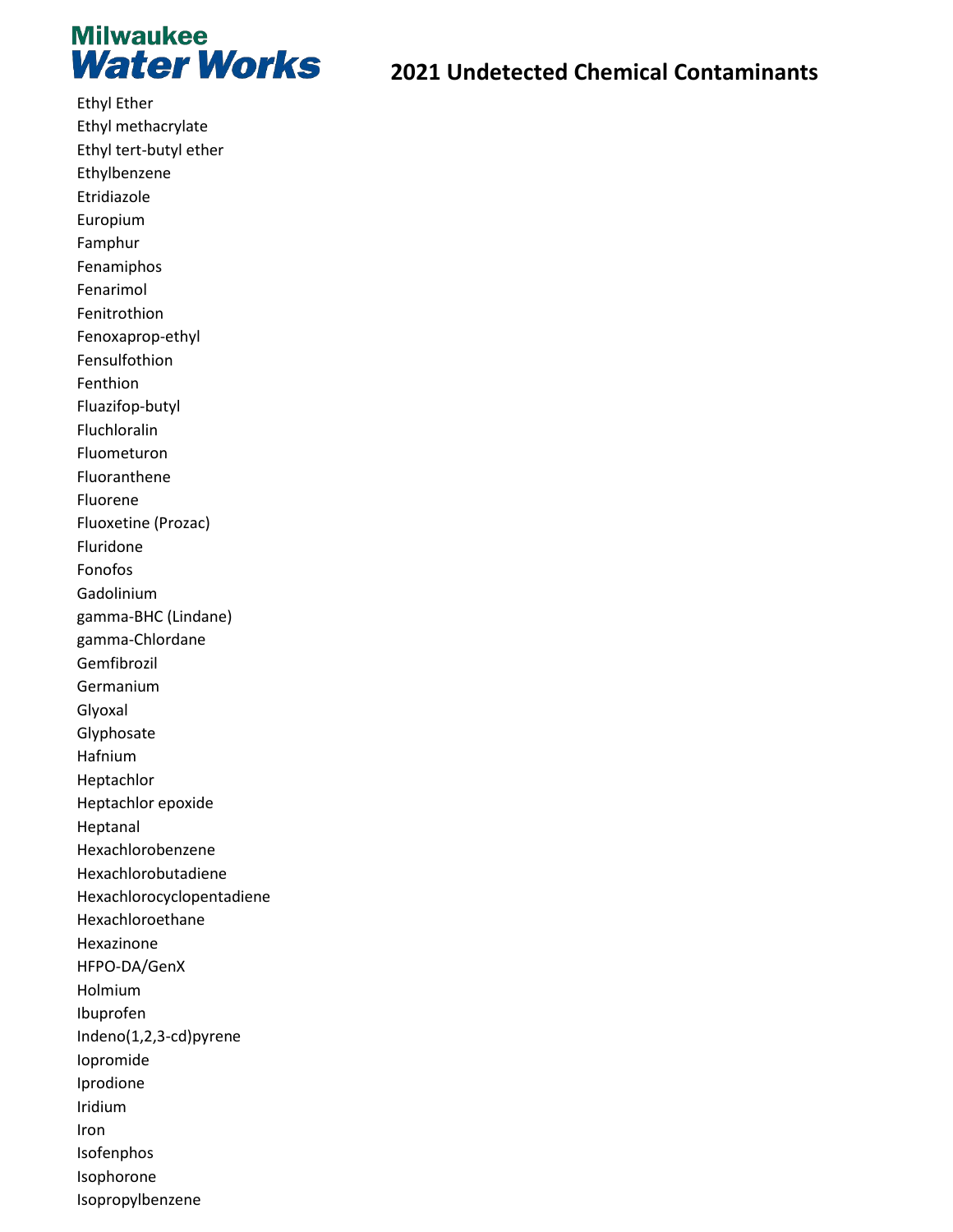Milwaukee Water Works

# 2021 Undetected Chemical Contaminants

Ethyl Ether
Ethyl methacrylate
Ethyl tert-butyl ether
Ethylbenzene
Etridiazole
Europium
Famphur
Fenamiphos
Fenarimol
Fenitrothion
Fenoxaprop-ethyl
Fensulfothion
Fenthion
Fluazifop-butyl
Fluchloralin
Fluometuron
Fluoranthene
Fluorene
Fluoxetine (Prozac)
Fluridone
Fonofos
Gadolinium
gamma-BHC (Lindane)
gamma-Chlordane
Gemfibrozil
Germanium
Glyoxal
Glyphosate
Hafnium
Heptachlor
Heptachlor epoxide
Heptanal
Hexachlorobenzene
Hexachlorobutadiene
Hexachlorocyclopentadiene
Hexachloroethane
Hexazinone
HFPO-DA/GenX
Holmium
Ibuprofen
Indeno(1,2,3-cd)pyrene
Iopromide
Iprodione
Iridium
Iron
Isofenphos
Isophorone
Isopropylbenzene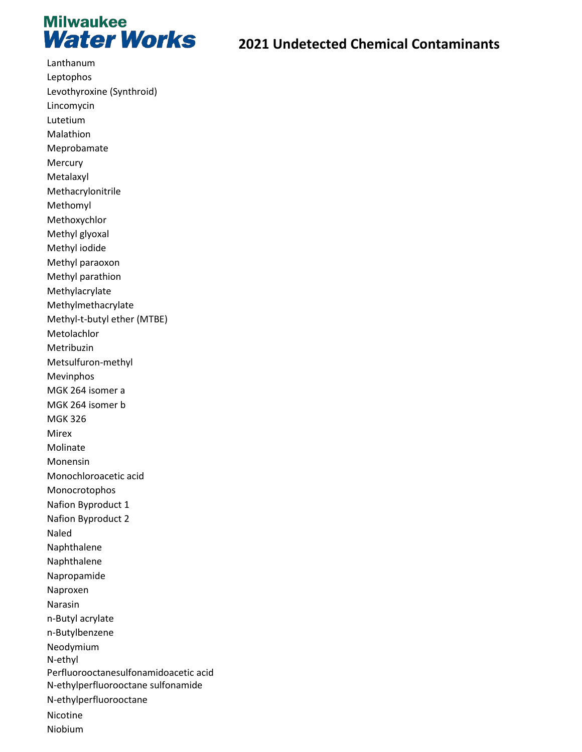Milwaukee Water Works

# 2021 Undetected Chemical Contaminants

Lanthanum
Leptophos
Levothyroxine (Synthroid)
Lincomycin
Lutetium
Malathion
Meprobamate
Mercury
Metalaxyl
Methacrylonitrile
Methomyl
Methoxychlor
Methyl glyoxal
Methyl iodide
Methyl paraoxon
Methyl parathion
Methylacrylate
Methylmethacrylate
Methyl-t-butyl ether (MTBE)
Metolachlor
Metribuzin
Metsulfuron-methyl
Mevinphos
MGK 264 isomer a
MGK 264 isomer b
MGK 326
Mirex
Molinate
Monensin
Monochloroacetic acid
Monocrotophos
Nafion Byproduct 1
Nafion Byproduct 2
Naled
Naphthalene
Naphthalene
Napropamide
Naproxen
Narasin
n-Butyl acrylate
n-Butylbenzene
Neodymium
N-ethyl Perfluorooctanesulfonamidoacetic acid
N-ethylperfluorooctane sulfonamide
N-ethylperfluorooctane
Nicotine
Niobium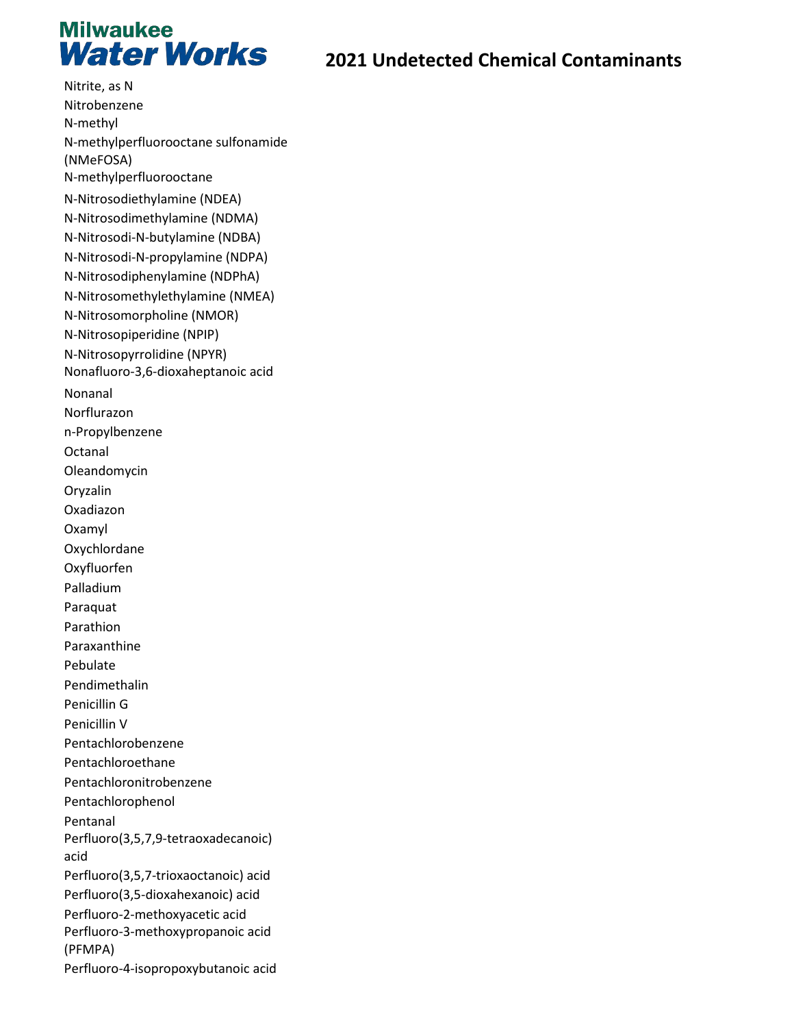# Milwaukee Water Works

## 2021 Undetected Chemical Contaminants

Nitrite, as N
Nitrobenzene
N-methyl
N-methylperfluorooctane sulfonamide (NMeFOSA)
N-methylperfluorooctane
N-Nitrosodiethylamine (NDEA)
N-Nitrosodimethylamine (NDMA)
N-Nitrosodi-N-butylamine (NDBA)
N-Nitrosodi-N-propylamine (NDPA)
N-Nitrosodiphenylamine (NDPhA)
N-Nitrosomethylethylamine (NMEA)
N-Nitrosomorpholine (NMOR)
N-Nitrosopiperidine (NPIP)
N-Nitrosopyrrolidine (NPYR)
Nonafluoro-3,6-dioxaheptanoic acid
Nonanal
Norflurazon
n-Propylbenzene
Octanal
Oleandomycin
Oryzalin
Oxadiazon
Oxamyl
Oxychlordane
Oxyfluorfen
Palladium
Paraquat
Parathion
Paraxanthine
Pebulate
Pendimethalin
Penicillin G
Penicillin V
Pentachlorobenzene
Pentachloroethane
Pentachloronitrobenzene
Pentachlorophenol
Pentanal
Perfluoro(3,5,7,9-tetraoxadecanoic) acid
Perfluoro(3,5,7-trioxaoctanoic) acid
Perfluoro(3,5-dioxahexanoic) acid
Perfluoro-2-methoxyacetic acid
Perfluoro-3-methoxypropanoic acid (PFMPA)
Perfluoro-4-isopropoxybutanoic acid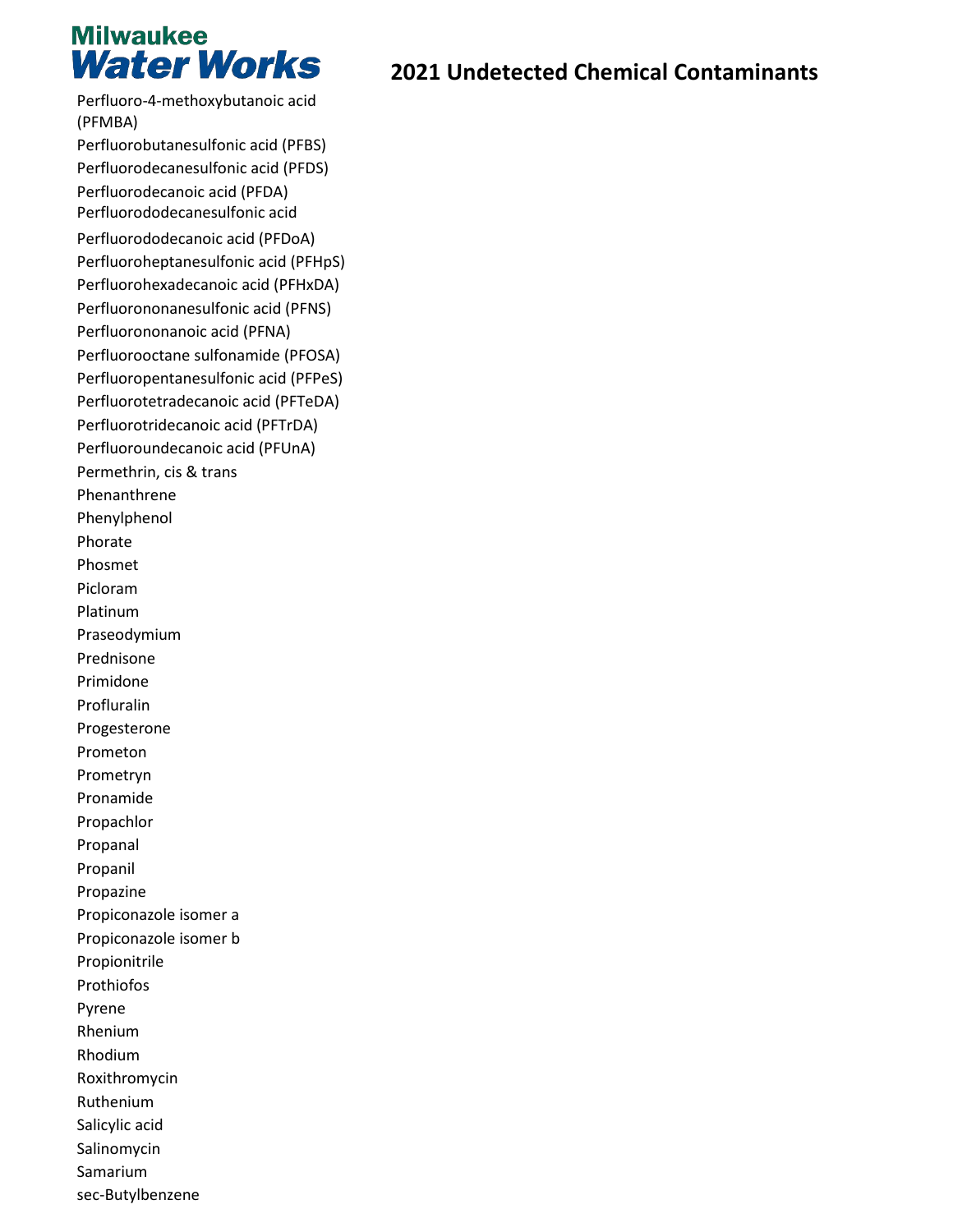Milwaukee Water Works

# 2021 Undetected Chemical Contaminants

Perfluoro-4-methoxybutanoic acid (PFMBA)
Perfluorobutanesulfonic acid (PFBS)
Perfluorodecanesulfonic acid (PFDS)
Perfluorodecanoic acid (PFDA)
Perfluorododecanesulfonic acid
Perfluorododecanoic acid (PFDoA)
Perfluoroheptanesulfonic acid (PFHpS)
Perfluorohexadecanoic acid (PFHxDA)
Perfluorononanesulfonic acid (PFNS)
Perfluorononanoic acid (PFNA)
Perfluorooctane sulfonamide (PFOSA)
Perfluoropentanesulfonic acid (PFPeS)
Perfluorotetradecanoic acid (PFTeDA)
Perfluorotridecanoic acid (PFTrDA)
Perfluoroundecanoic acid (PFUnA)
Permethrin, cis & trans
Phenanthrene
Phenylphenol
Phorate
Phosmet
Picloram
Platinum
Praseodymium
Prednisone
Primidone
Profluralin
Progesterone
Prometon
Prometryn
Pronamide
Propachlor
Propanal
Propanil
Propazine
Propiconazole isomer a
Propiconazole isomer b
Propionitrile
Prothiofos
Pyrene
Rhenium
Rhodium
Roxithromycin
Ruthenium
Salicylic acid
Salinomycin
Samarium
sec-Butylbenzene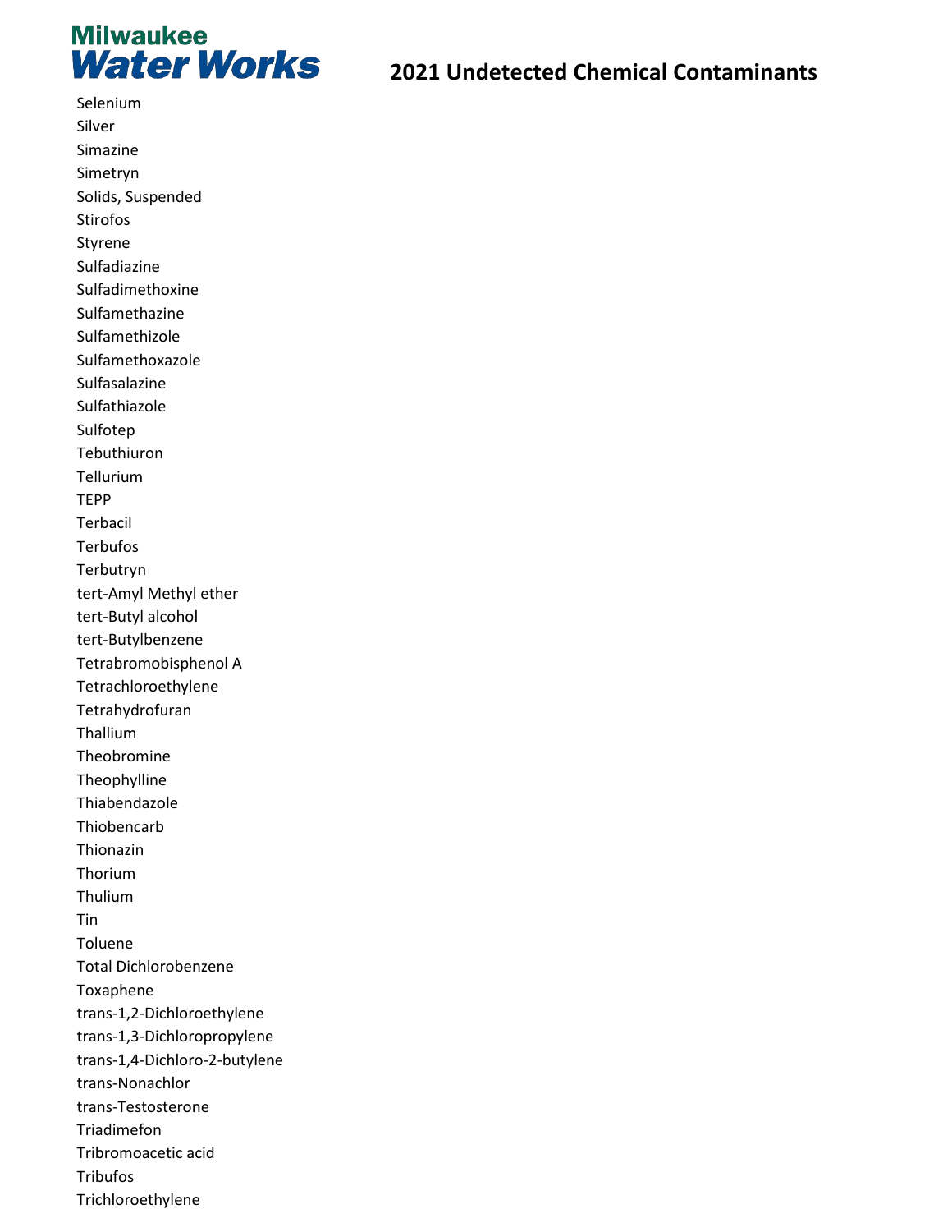Milwaukee Water Works

# 2021 Undetected Chemical Contaminants

Selenium
Silver
Simazine
Simetryn
Solids, Suspended
Stirofos
Styrene
Sulfadiazine
Sulfadimethoxine
Sulfamethazine
Sulfamethizole
Sulfamethoxazole
Sulfasalazine
Sulfathiazole
Sulfotep
Tebuthiuron
Tellurium
TEPP
Terbacil
Terbufos
Terbutryn
tert-Amyl Methyl ether
tert-Butyl alcohol
tert-Butylbenzene
Tetrabromobisphenol A
Tetrachloroethylene
Tetrahydrofuran
Thallium
Theobromine
Theophylline
Thiabendazole
Thiobencarb
Thionazin
Thorium
Thulium
Tin
Toluene
Total Dichlorobenzene
Toxaphene
trans-1,2-Dichloroethylene
trans-1,3-Dichloropropylene
trans-1,4-Dichloro-2-butylene
trans-Nonachlor
trans-Testosterone
Triadimefon
Tribromoacetic acid
Tribufos
Trichloroethylene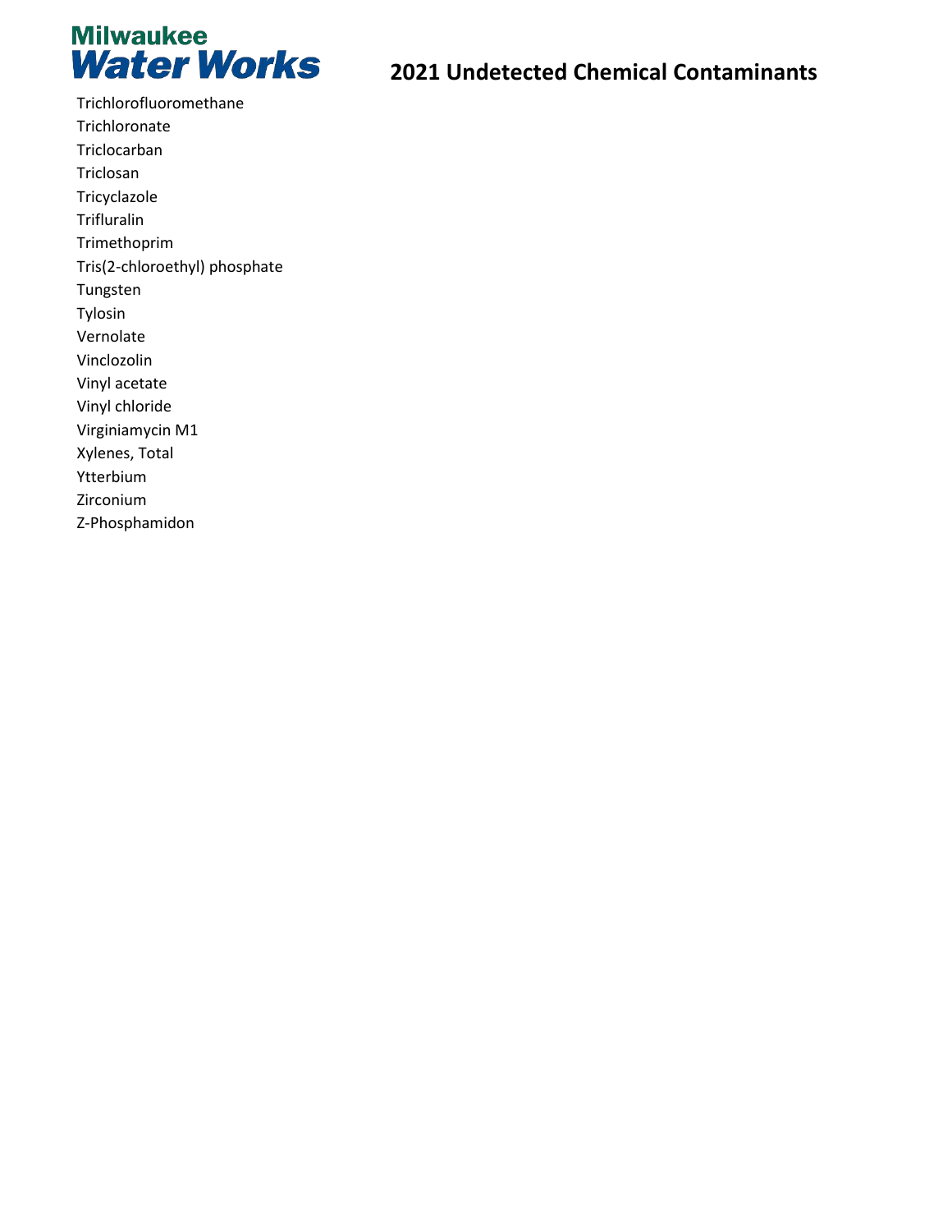Trichlorofluoromethane
Trichloronate
Triclocarban
Triclosan
Tricyclazole
Trifluralin
Trimethoprim
Tris(2-chloroethyl) phosphate
Tungsten
Tylosin
Vernolate
Vinclozolin
Vinyl acetate
Vinyl chloride
Virginiamycin M1
Xylenes, Total
Ytterbium
Zirconium
Z-Phosphamidon